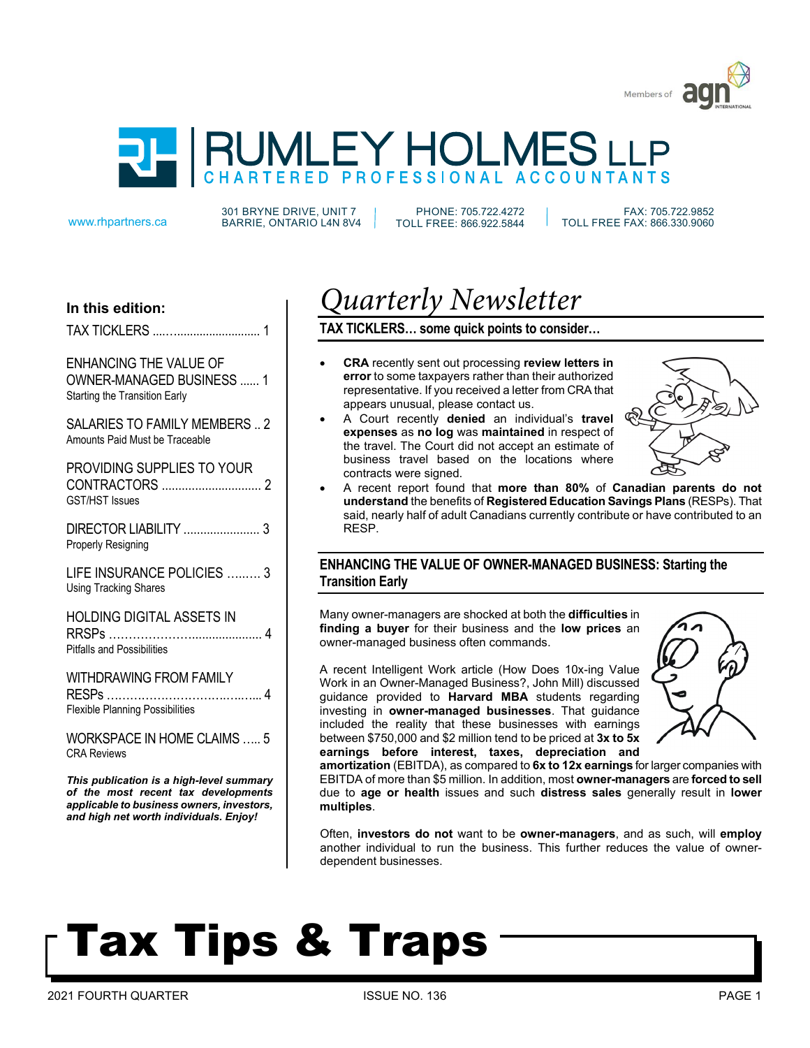Members of agn INTERNATIONAL

# RUMLEY HOLMES LLP
CHARTERED PROFESSIONAL ACCOUNTANTS

www.rhpartners.ca | 301 BRYNE DRIVE, UNIT 7, BARRIE, ONTARIO L4N 8V4 | PHONE: 705.722.4272, TOLL FREE: 866.922.5844 | FAX: 705.722.9852, TOLL FREE FAX: 866.330.9060

**In this edition:**

TAX TICKLERS ........................................ 1

ENHANCING THE VALUE OF OWNER-MANAGED BUSINESS ...... 1
Starting the Transition Early

SALARIES TO FAMILY MEMBERS .. 2
Amounts Paid Must be Traceable

PROVIDING SUPPLIES TO YOUR CONTRACTORS .............................. 2
GST/HST Issues

DIRECTOR LIABILITY ...................... 3
Properly Resigning

LIFE INSURANCE POLICIES ......... 3
Using Tracking Shares

HOLDING DIGITAL ASSETS IN RRSPs ......................................... 4
Pitfalls and Possibilities

WITHDRAWING FROM FAMILY RESPs ......................................... 4
Flexible Planning Possibilities

WORKSPACE IN HOME CLAIMS ..... 5
CRA Reviews

***This publication is a high-level summary of the most recent tax developments applicable to business owners, investors, and high net worth individuals. Enjoy!***

# *Quarterly Newsletter*

## TAX TICKLERS… some quick points to consider…

- **CRA** recently sent out processing **review letters in error** to some taxpayers rather than their authorized representative. If you received a letter from CRA that appears unusual, please contact us.
- A Court recently **denied** an individual's **travel expenses** as **no log** was **maintained** in respect of the travel. The Court did not accept an estimate of business travel based on the locations where contracts were signed.
- A recent report found that **more than 80%** of **Canadian parents do not understand** the benefits of **Registered Education Savings Plans** (RESPs). That said, nearly half of adult Canadians currently contribute or have contributed to an RESP.

## ENHANCING THE VALUE OF OWNER-MANAGED BUSINESS: Starting the Transition Early

Many owner-managers are shocked at both the **difficulties** in **finding a buyer** for their business and the **low prices** an owner-managed business often commands.

A recent Intelligent Work article (How Does 10x-ing Value Work in an Owner-Managed Business?, John Mill) discussed guidance provided to **Harvard MBA** students regarding investing in **owner-managed businesses**. That guidance included the reality that these businesses with earnings between $750,000 and $2 million tend to be priced at **3x to 5x earnings before interest, taxes, depreciation and amortization** (EBITDA), as compared to **6x to 12x earnings** for larger companies with EBITDA of more than $5 million. In addition, most **owner-managers** are **forced to sell** due to **age or health** issues and such **distress sales** generally result in **lower multiples**.

Often, **investors do not** want to be **owner-managers**, and as such, will **employ** another individual to run the business. This further reduces the value of owner-dependent businesses.

# Tax Tips & Traps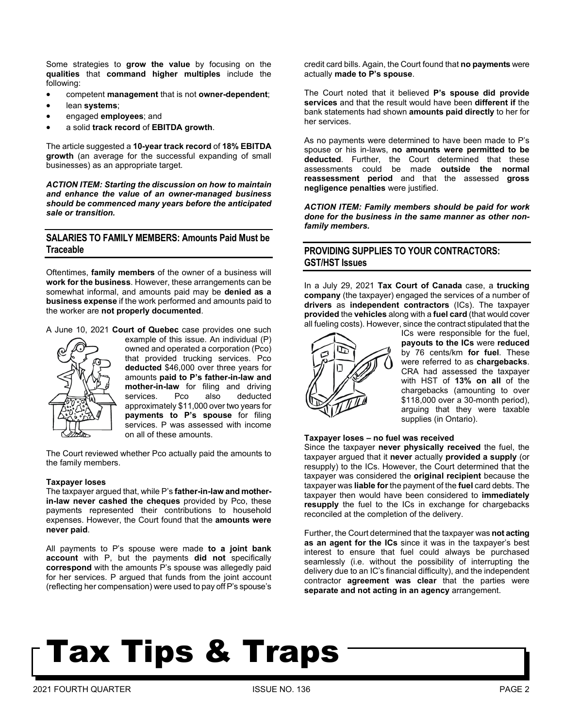Some strategies to **grow the value** by focusing on the **qualities** that **command higher multiples** include the following:

- competent **management** that is not **owner-dependent**;
- lean **systems**;
- engaged **employees**; and
- a solid **track record** of **EBITDA growth**.

The article suggested a **10-year track record** of **18% EBITDA growth** (an average for the successful expanding of small businesses) as an appropriate target.

***ACTION ITEM: Starting the discussion on how to maintain and enhance the value of an owner-managed business should be commenced many years before the anticipated sale or transition.***

## SALARIES TO FAMILY MEMBERS: Amounts Paid Must be Traceable

Oftentimes, **family members** of the owner of a business will **work for the business**. However, these arrangements can be somewhat informal, and amounts paid may be **denied as a business expense** if the work performed and amounts paid to the worker are **not properly documented**.

A June 10, 2021 **Court of Quebec** case provides one such example of this issue. An individual (P) owned and operated a corporation (Pco) that provided trucking services. Pco **deducted** $46,000 over three years for amounts **paid to P's father-in-law and mother-in-law** for filing and driving services. Pco also deducted approximately $11,000 over two years for **payments to P's spouse** for filing services. P was assessed with income on all of these amounts.

The Court reviewed whether Pco actually paid the amounts to the family members.

**Taxpayer loses**

The taxpayer argued that, while P's **father-in-law and mother-in-law never cashed the cheques** provided by Pco, these payments represented their contributions to household expenses. However, the Court found that the **amounts were never paid**.

All payments to P's spouse were made **to a joint bank account** with P, but the payments **did not** specifically **correspond** with the amounts P's spouse was allegedly paid for her services. P argued that funds from the joint account (reflecting her compensation) were used to pay off P's spouse's credit card bills. Again, the Court found that **no payments** were actually **made to P's spouse**.

The Court noted that it believed **P's spouse did provide services** and that the result would have been **different if** the bank statements had shown **amounts paid directly** to her for her services.

As no payments were determined to have been made to P's spouse or his in-laws, **no amounts were permitted to be deducted**. Further, the Court determined that these assessments could be made **outside the normal reassessment period** and that the assessed **gross negligence penalties** were justified.

***ACTION ITEM: Family members should be paid for work done for the business in the same manner as other non-family members.***

## PROVIDING SUPPLIES TO YOUR CONTRACTORS: GST/HST Issues

In a July 29, 2021 **Tax Court of Canada** case, a **trucking company** (the taxpayer) engaged the services of a number of **drivers** as **independent contractors** (ICs). The taxpayer **provided** the **vehicles** along with a **fuel card** (that would cover all fueling costs). However, since the contract stipulated that the ICs were responsible for the fuel, **payouts to the ICs** were **reduced** by 76 cents/km **for fuel**. These were referred to as **chargebacks**. CRA had assessed the taxpayer with HST of **13% on all** of the chargebacks (amounting to over $118,000 over a 30-month period), arguing that they were taxable supplies (in Ontario).

**Taxpayer loses – no fuel was received**

Since the taxpayer **never physically received** the fuel, the taxpayer argued that it **never** actually **provided a supply** (or resupply) to the ICs. However, the Court determined that the taxpayer was considered the **original recipient** because the taxpayer was **liable for** the payment of the **fuel** card debts. The taxpayer then would have been considered to **immediately resupply** the fuel to the ICs in exchange for chargebacks reconciled at the completion of the delivery.

Further, the Court determined that the taxpayer was **not acting as an agent for the ICs** since it was in the taxpayer's best interest to ensure that fuel could always be purchased seamlessly (i.e. without the possibility of interrupting the delivery due to an IC's financial difficulty), and the independent contractor **agreement was clear** that the parties were **separate and not acting in an agency** arrangement.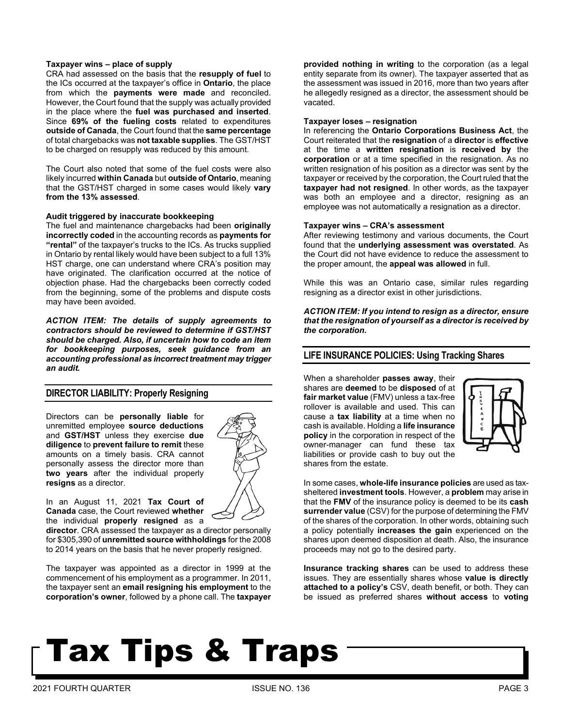**Taxpayer wins – place of supply**

CRA had assessed on the basis that the **resupply of fuel** to the ICs occurred at the taxpayer's office in **Ontario**, the place from which the **payments were made** and reconciled. However, the Court found that the supply was actually provided in the place where the **fuel was purchased and inserted**. Since **69% of the fueling costs** related to expenditures **outside of Canada**, the Court found that the **same percentage** of total chargebacks was **not taxable supplies**. The GST/HST to be charged on resupply was reduced by this amount.

The Court also noted that some of the fuel costs were also likely incurred **within Canada** but **outside of Ontario**, meaning that the GST/HST charged in some cases would likely **vary from the 13% assessed**.

**Audit triggered by inaccurate bookkeeping**

The fuel and maintenance chargebacks had been **originally incorrectly coded** in the accounting records as **payments for "rental"** of the taxpayer's trucks to the ICs. As trucks supplied in Ontario by rental likely would have been subject to a full 13% HST charge, one can understand where CRA's position may have originated. The clarification occurred at the notice of objection phase. Had the chargebacks been correctly coded from the beginning, some of the problems and dispute costs may have been avoided.

***ACTION ITEM: The details of supply agreements to contractors should be reviewed to determine if GST/HST should be charged. Also, if uncertain how to code an item for bookkeeping purposes, seek guidance from an accounting professional as incorrect treatment may trigger an audit.***

## DIRECTOR LIABILITY: Properly Resigning

Directors can be **personally liable** for unremitted employee **source deductions** and **GST/HST** unless they exercise **due diligence** to **prevent failure to remit** these amounts on a timely basis. CRA cannot personally assess the director more than **two years** after the individual properly **resigns** as a director.

In an August 11, 2021 **Tax Court of Canada** case, the Court reviewed **whether** the individual **properly resigned** as a **director**. CRA assessed the taxpayer as a director personally for $305,390 of **unremitted source withholdings** for the 2008 to 2014 years on the basis that he never properly resigned.

The taxpayer was appointed as a director in 1999 at the commencement of his employment as a programmer. In 2011, the taxpayer sent an **email resigning his employment** to the **corporation's owner**, followed by a phone call. The **taxpayer provided nothing in writing** to the corporation (as a legal entity separate from its owner). The taxpayer asserted that as the assessment was issued in 2016, more than two years after he allegedly resigned as a director, the assessment should be vacated.

**Taxpayer loses – resignation**

In referencing the **Ontario Corporations Business Act**, the Court reiterated that the **resignation** of a **director** is **effective** at the time a **written resignation** is **received by** the **corporation** or at a time specified in the resignation. As no written resignation of his position as a director was sent by the taxpayer or received by the corporation, the Court ruled that the **taxpayer had not resigned**. In other words, as the taxpayer was both an employee and a director, resigning as an employee was not automatically a resignation as a director.

**Taxpayer wins – CRA's assessment**

After reviewing testimony and various documents, the Court found that the **underlying assessment was overstated**. As the Court did not have evidence to reduce the assessment to the proper amount, the **appeal was allowed** in full.

While this was an Ontario case, similar rules regarding resigning as a director exist in other jurisdictions.

***ACTION ITEM: If you intend to resign as a director, ensure that the resignation of yourself as a director is received by the corporation.***

## LIFE INSURANCE POLICIES: Using Tracking Shares

When a shareholder **passes away**, their shares are **deemed** to be **disposed** of at **fair market value** (FMV) unless a tax-free rollover is available and used. This can cause a **tax liability** at a time when no cash is available. Holding a **life insurance policy** in the corporation in respect of the owner-manager can fund these tax liabilities or provide cash to buy out the shares from the estate.

In some cases, **whole-life insurance policies** are used as tax-sheltered **investment tools**. However, a **problem** may arise in that the **FMV** of the insurance policy is deemed to be its **cash surrender value** (CSV) for the purpose of determining the FMV of the shares of the corporation. In other words, obtaining such a policy potentially **increases the gain** experienced on the shares upon deemed disposition at death. Also, the insurance proceeds may not go to the desired party.

**Insurance tracking shares** can be used to address these issues. They are essentially shares whose **value is directly attached to a policy's** CSV, death benefit, or both. They can be issued as preferred shares **without access** to **voting**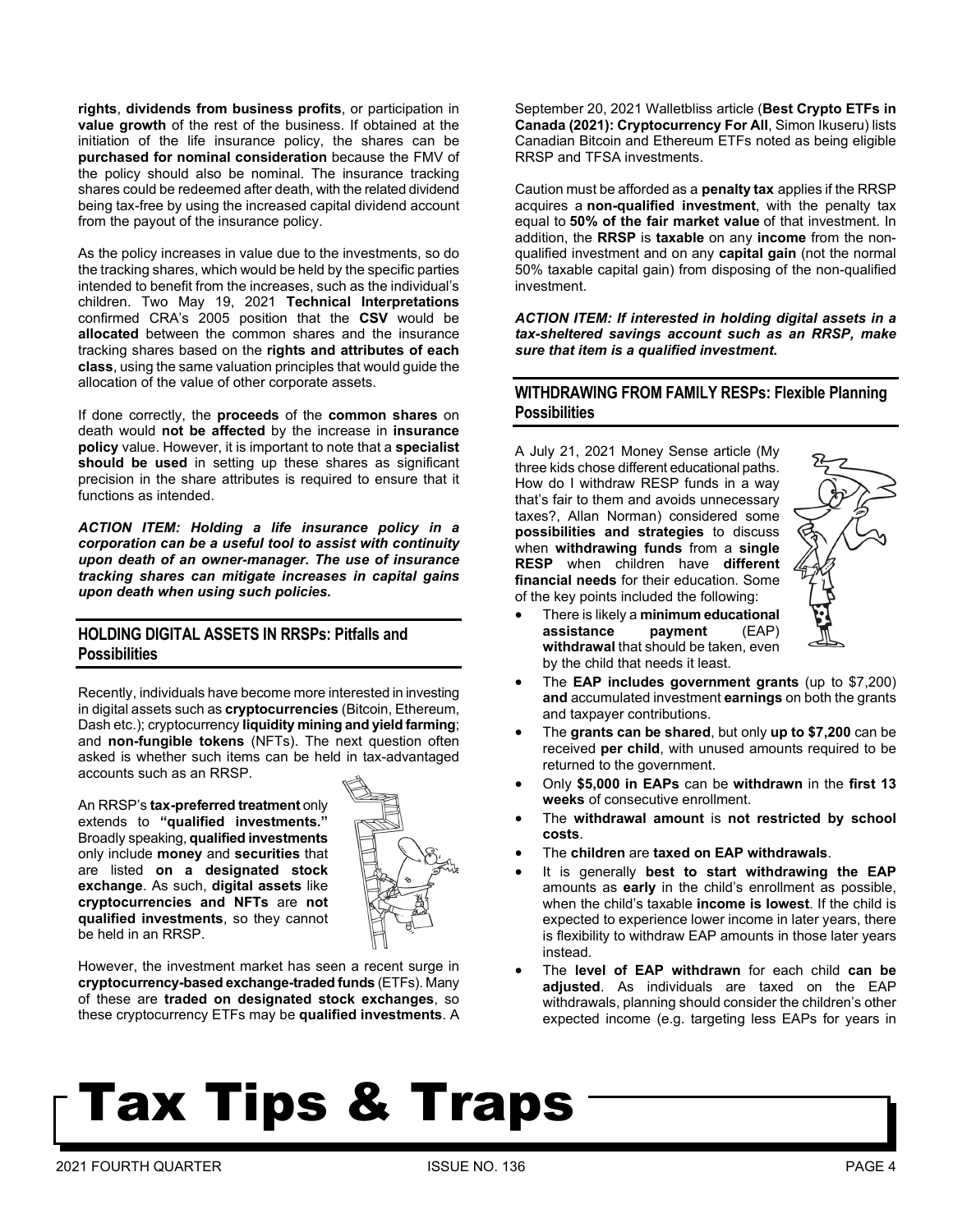**rights**, **dividends from business profits**, or participation in **value growth** of the rest of the business. If obtained at the initiation of the life insurance policy, the shares can be **purchased for nominal consideration** because the FMV of the policy should also be nominal. The insurance tracking shares could be redeemed after death, with the related dividend being tax-free by using the increased capital dividend account from the payout of the insurance policy.

As the policy increases in value due to the investments, so do the tracking shares, which would be held by the specific parties intended to benefit from the increases, such as the individual's children. Two May 19, 2021 **Technical Interpretations** confirmed CRA's 2005 position that the **CSV** would be **allocated** between the common shares and the insurance tracking shares based on the **rights and attributes of each class**, using the same valuation principles that would guide the allocation of the value of other corporate assets.

If done correctly, the **proceeds** of the **common shares** on death would **not be affected** by the increase in **insurance policy** value. However, it is important to note that a **specialist should be used** in setting up these shares as significant precision in the share attributes is required to ensure that it functions as intended.

***ACTION ITEM: Holding a life insurance policy in a corporation can be a useful tool to assist with continuity upon death of an owner-manager. The use of insurance tracking shares can mitigate increases in capital gains upon death when using such policies.***

## HOLDING DIGITAL ASSETS IN RRSPs: Pitfalls and Possibilities

Recently, individuals have become more interested in investing in digital assets such as **cryptocurrencies** (Bitcoin, Ethereum, Dash etc.); cryptocurrency **liquidity mining and yield farming**; and **non-fungible tokens** (NFTs). The next question often asked is whether such items can be held in tax-advantaged accounts such as an RRSP.

An RRSP's **tax-preferred treatment** only extends to **"qualified investments."** Broadly speaking, **qualified investments** only include **money** and **securities** that are listed **on a designated stock exchange**. As such, **digital assets** like **cryptocurrencies and NFTs** are **not qualified investments**, so they cannot be held in an RRSP.

However, the investment market has seen a recent surge in **cryptocurrency-based exchange-traded funds** (ETFs). Many of these are **traded on designated stock exchanges**, so these cryptocurrency ETFs may be **qualified investments**. A September 20, 2021 Walletbliss article (**Best Crypto ETFs in Canada (2021): Cryptocurrency For All**, Simon Ikuseru) lists Canadian Bitcoin and Ethereum ETFs noted as being eligible RRSP and TFSA investments.

Caution must be afforded as a **penalty tax** applies if the RRSP acquires a **non-qualified investment**, with the penalty tax equal to **50% of the fair market value** of that investment. In addition, the **RRSP** is **taxable** on any **income** from the non-qualified investment and on any **capital gain** (not the normal 50% taxable capital gain) from disposing of the non-qualified investment.

***ACTION ITEM: If interested in holding digital assets in a tax-sheltered savings account such as an RRSP, make sure that item is a qualified investment.***

## WITHDRAWING FROM FAMILY RESPs: Flexible Planning Possibilities

A July 21, 2021 Money Sense article (My three kids chose different educational paths. How do I withdraw RESP funds in a way that's fair to them and avoids unnecessary taxes?, Allan Norman) considered some **possibilities and strategies** to discuss when **withdrawing funds** from a **single RESP** when children have **different financial needs** for their education. Some of the key points included the following:

- There is likely a **minimum educational assistance payment** (EAP) **withdrawal** that should be taken, even by the child that needs it least.
- The **EAP includes government grants** (up to $7,200) **and** accumulated investment **earnings** on both the grants and taxpayer contributions.
- The **grants can be shared**, but only **up to $7,200** can be received **per child**, with unused amounts required to be returned to the government.
- Only **$5,000 in EAPs** can be **withdrawn** in the **first 13 weeks** of consecutive enrollment.
- The **withdrawal amount** is **not restricted by school costs**.
- The **children** are **taxed on EAP withdrawals**.
- It is generally **best to start withdrawing the EAP** amounts as **early** in the child's enrollment as possible, when the child's taxable **income is lowest**. If the child is expected to experience lower income in later years, there is flexibility to withdraw EAP amounts in those later years instead.
- The **level of EAP withdrawn** for each child **can be adjusted**. As individuals are taxed on the EAP withdrawals, planning should consider the children's other expected income (e.g. targeting less EAPs for years in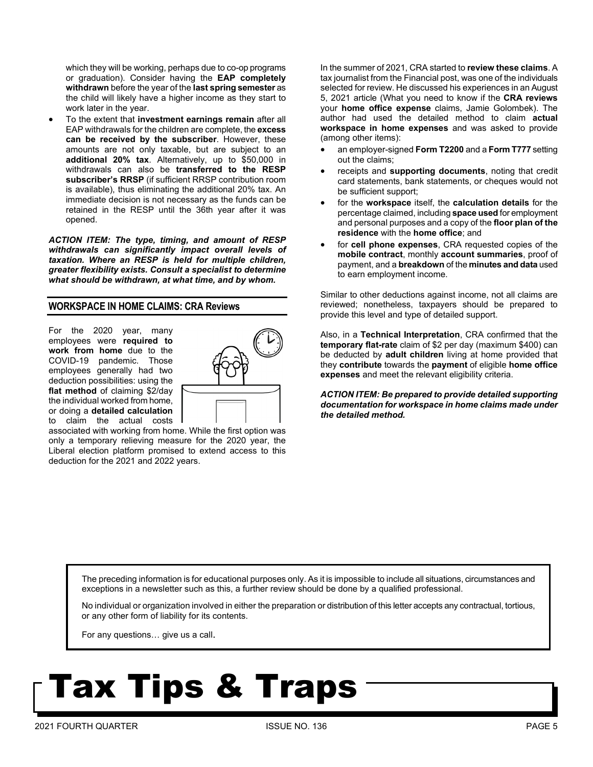which they will be working, perhaps due to co-op programs or graduation). Consider having the **EAP completely withdrawn** before the year of the **last spring semester** as the child will likely have a higher income as they start to work later in the year.

- To the extent that **investment earnings remain** after all EAP withdrawals for the children are complete, the **excess can be received by the subscriber**. However, these amounts are not only taxable, but are subject to an **additional 20% tax**. Alternatively, up to $50,000 in withdrawals can also be **transferred to the RESP subscriber's RRSP** (if sufficient RRSP contribution room is available), thus eliminating the additional 20% tax. An immediate decision is not necessary as the funds can be retained in the RESP until the 36th year after it was opened.

***ACTION ITEM: The type, timing, and amount of RESP withdrawals can significantly impact overall levels of taxation. Where an RESP is held for multiple children, greater flexibility exists. Consult a specialist to determine what should be withdrawn, at what time, and by whom.***

## WORKSPACE IN HOME CLAIMS: CRA Reviews

For the 2020 year, many employees were **required to work from home** due to the COVID-19 pandemic. Those employees generally had two deduction possibilities: using the **flat method** of claiming $2/day the individual worked from home, or doing a **detailed calculation** to claim the actual costs associated with working from home. While the first option was only a temporary relieving measure for the 2020 year, the Liberal election platform promised to extend access to this deduction for the 2021 and 2022 years.

In the summer of 2021, CRA started to **review these claims**. A tax journalist from the Financial post, was one of the individuals selected for review. He discussed his experiences in an August 5, 2021 article (What you need to know if the **CRA reviews** your **home office expense** claims, Jamie Golombek). The author had used the detailed method to claim **actual workspace in home expenses** and was asked to provide (among other items):

- an employer-signed **Form T2200** and a **Form T777** setting out the claims;
- receipts and **supporting documents**, noting that credit card statements, bank statements, or cheques would not be sufficient support;
- for the **workspace** itself, the **calculation details** for the percentage claimed, including **space used** for employment and personal purposes and a copy of the **floor plan of the residence** with the **home office**; and
- for **cell phone expenses**, CRA requested copies of the **mobile contract**, monthly **account summaries**, proof of payment, and a **breakdown** of the **minutes and data** used to earn employment income.

Similar to other deductions against income, not all claims are reviewed; nonetheless, taxpayers should be prepared to provide this level and type of detailed support.

Also, in a **Technical Interpretation**, CRA confirmed that the **temporary flat-rate** claim of $2 per day (maximum $400) can be deducted by **adult children** living at home provided that they **contribute** towards the **payment** of eligible **home office expenses** and meet the relevant eligibility criteria.

***ACTION ITEM: Be prepared to provide detailed supporting documentation for workspace in home claims made under the detailed method.***

---

The preceding information is for educational purposes only. As it is impossible to include all situations, circumstances and exceptions in a newsletter such as this, a further review should be done by a qualified professional.

No individual or organization involved in either the preparation or distribution of this letter accepts any contractual, tortious, or any other form of liability for its contents.

For any questions… give us a call.